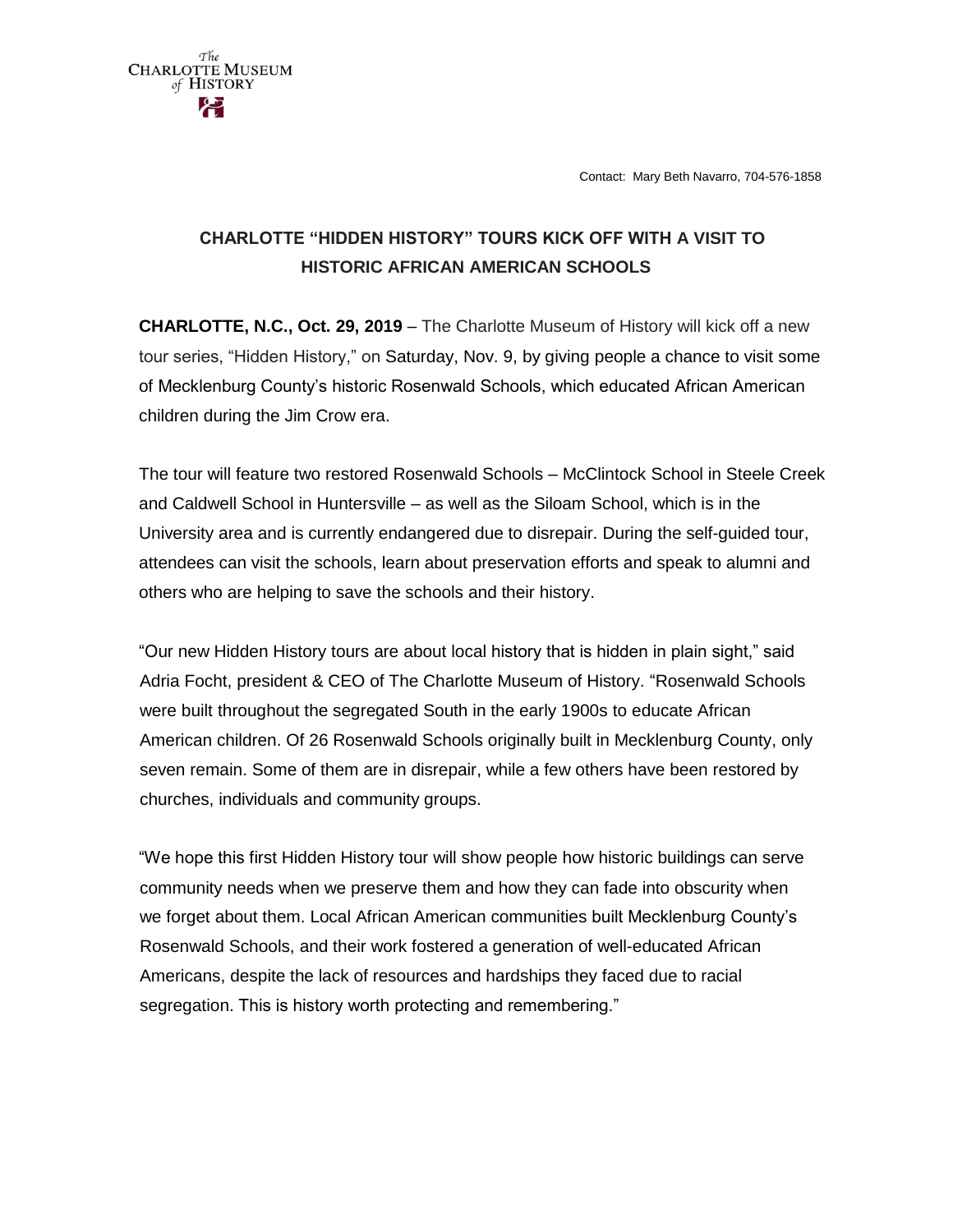The Charlotte Museum of History

Contact: Mary Beth Navarro, 704-576-1858

## CHARLOTTE "HIDDEN HISTORY" TOURS KICK OFF WITH A VISIT TO HISTORIC AFRICAN AMERICAN SCHOOLS

**CHARLOTTE, N.C., Oct. 29, 2019** – The Charlotte Museum of History will kick off a new tour series, "Hidden History," on Saturday, Nov. 9, by giving people a chance to visit some of Mecklenburg County's historic Rosenwald Schools, which educated African American children during the Jim Crow era.

The tour will feature two restored Rosenwald Schools – McClintock School in Steele Creek and Caldwell School in Huntersville – as well as the Siloam School, which is in the University area and is currently endangered due to disrepair. During the self-guided tour, attendees can visit the schools, learn about preservation efforts and speak to alumni and others who are helping to save the schools and their history.

"Our new Hidden History tours are about local history that is hidden in plain sight," said Adria Focht, president & CEO of The Charlotte Museum of History. "Rosenwald Schools were built throughout the segregated South in the early 1900s to educate African American children. Of 26 Rosenwald Schools originally built in Mecklenburg County, only seven remain. Some of them are in disrepair, while a few others have been restored by churches, individuals and community groups.

"We hope this first Hidden History tour will show people how historic buildings can serve community needs when we preserve them and how they can fade into obscurity when we forget about them. Local African American communities built Mecklenburg County's Rosenwald Schools, and their work fostered a generation of well-educated African Americans, despite the lack of resources and hardships they faced due to racial segregation. This is history worth protecting and remembering."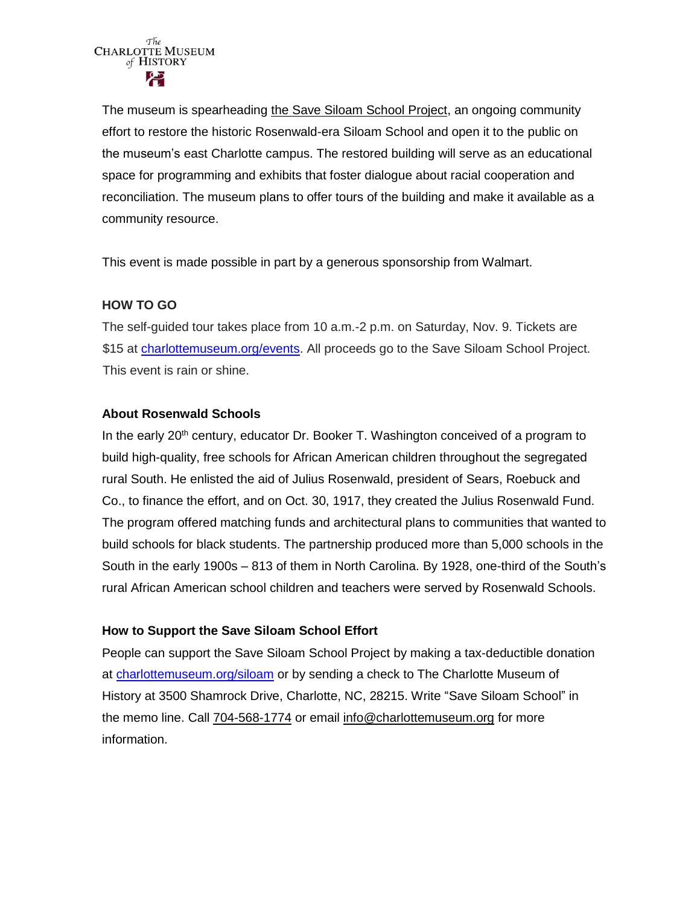The museum is spearheading the Save Siloam School Project, an ongoing community effort to restore the historic Rosenwald-era Siloam School and open it to the public on the museum's east Charlotte campus. The restored building will serve as an educational space for programming and exhibits that foster dialogue about racial cooperation and reconciliation. The museum plans to offer tours of the building and make it available as a community resource.

This event is made possible in part by a generous sponsorship from Walmart.

**HOW TO GO**

The self-guided tour takes place from 10 a.m.-2 p.m. on Saturday, Nov. 9. Tickets are $15 at charlottemuseum.org/events. All proceeds go to the Save Siloam School Project. This event is rain or shine.

**About Rosenwald Schools**

In the early 20th century, educator Dr. Booker T. Washington conceived of a program to build high-quality, free schools for African American children throughout the segregated rural South. He enlisted the aid of Julius Rosenwald, president of Sears, Roebuck and Co., to finance the effort, and on Oct. 30, 1917, they created the Julius Rosenwald Fund. The program offered matching funds and architectural plans to communities that wanted to build schools for black students. The partnership produced more than 5,000 schools in the South in the early 1900s – 813 of them in North Carolina. By 1928, one-third of the South's rural African American school children and teachers were served by Rosenwald Schools.

**How to Support the Save Siloam School Effort**

People can support the Save Siloam School Project by making a tax-deductible donation at charlottemuseum.org/siloam or by sending a check to The Charlotte Museum of History at 3500 Shamrock Drive, Charlotte, NC, 28215. Write "Save Siloam School" in the memo line. Call 704-568-1774 or email info@charlottemuseum.org for more information.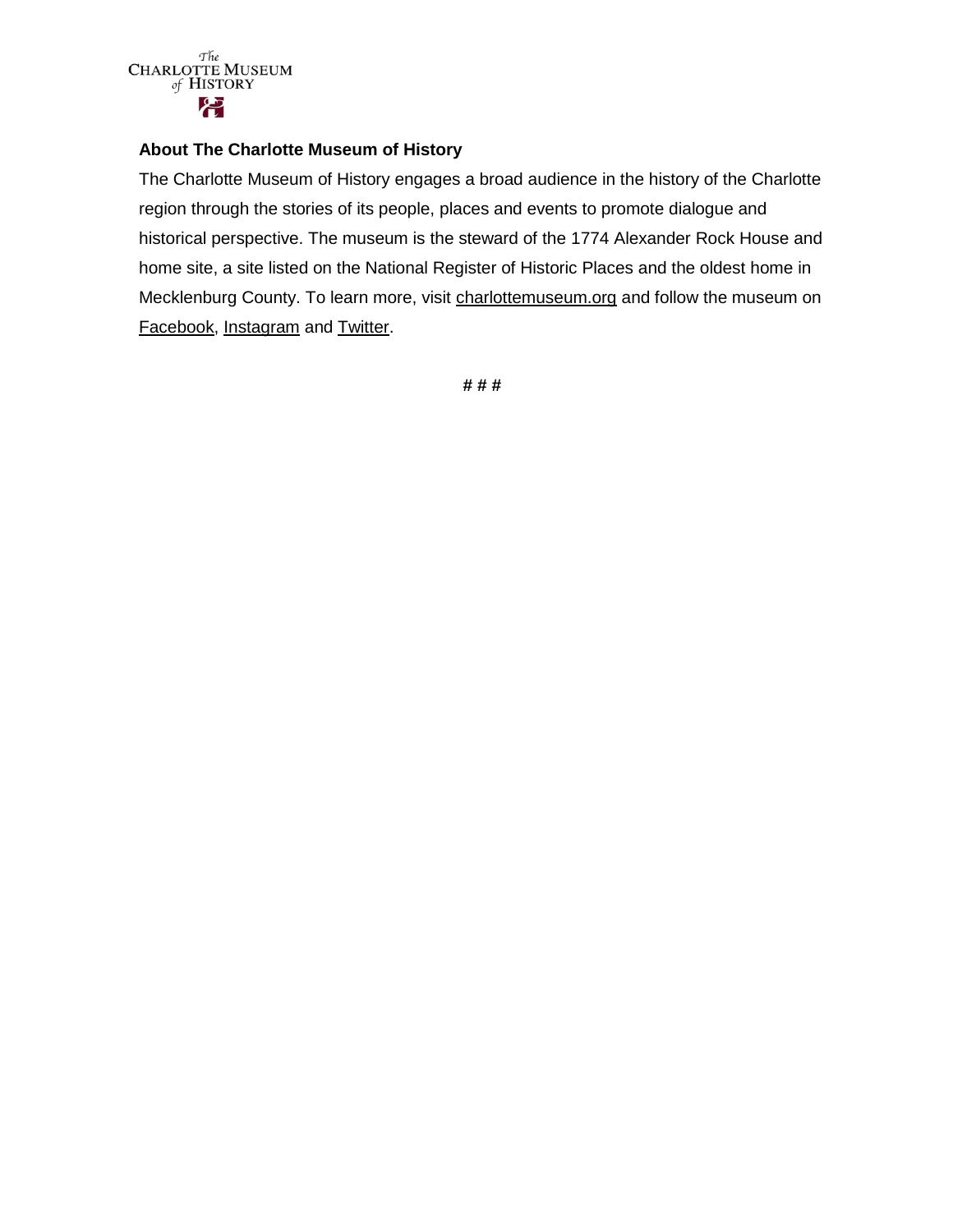The CHARLOTTE MUSEUM of HISTORY

**About The Charlotte Museum of History**

The Charlotte Museum of History engages a broad audience in the history of the Charlotte region through the stories of its people, places and events to promote dialogue and historical perspective. The museum is the steward of the 1774 Alexander Rock House and home site, a site listed on the National Register of Historic Places and the oldest home in Mecklenburg County. To learn more, visit charlottemuseum.org and follow the museum on Facebook, Instagram and Twitter.

# # #